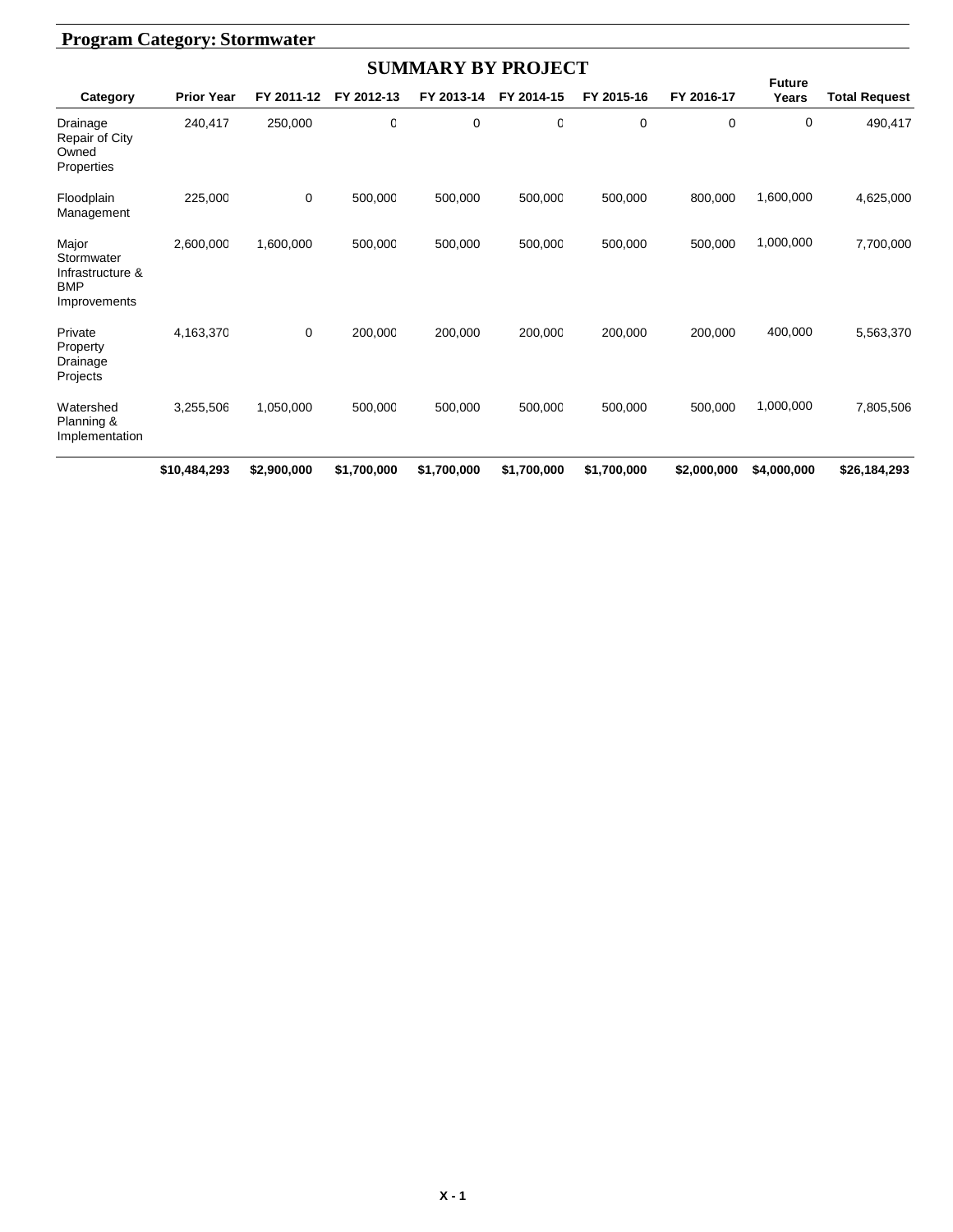## Program Category: Stormwater

### SUMMARY BY PROJECT

| Category | Prior Year | FY 2011-12 | FY 2012-13 | FY 2013-14 | FY 2014-15 | FY 2015-16 | FY 2016-17 | Future Years | Total Request |
|---|---|---|---|---|---|---|---|---|---|
| Drainage Repair of City Owned Properties | 240,417 | 250,000 | 0 | 0 | 0 | 0 | 0 | 0 | 490,417 |
| Floodplain Management | 225,000 | 0 | 500,000 | 500,000 | 500,000 | 500,000 | 800,000 | 1,600,000 | 4,625,000 |
| Major Stormwater Infrastructure & BMP Improvements | 2,600,000 | 1,600,000 | 500,000 | 500,000 | 500,000 | 500,000 | 500,000 | 1,000,000 | 7,700,000 |
| Private Property Drainage Projects | 4,163,370 | 0 | 200,000 | 200,000 | 200,000 | 200,000 | 200,000 | 400,000 | 5,563,370 |
| Watershed Planning & Implementation | 3,255,506 | 1,050,000 | 500,000 | 500,000 | 500,000 | 500,000 | 500,000 | 1,000,000 | 7,805,506 |
| | **$10,484,293** | **$2,900,000** | **$1,700,000** | **$1,700,000** | **$1,700,000** | **$1,700,000** | **$2,000,000** | **$4,000,000** | **$26,184,293** |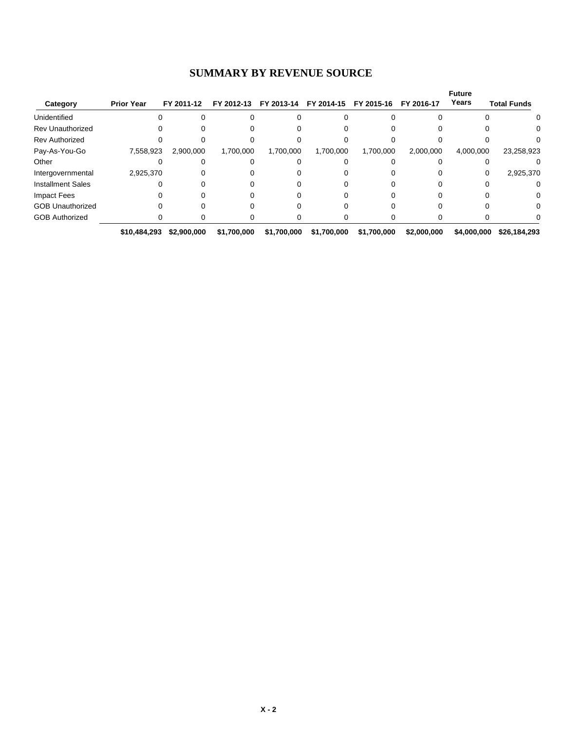# SUMMARY BY REVENUE SOURCE

| Category | Prior Year | FY 2011-12 | FY 2012-13 | FY 2013-14 | FY 2014-15 | FY 2015-16 | FY 2016-17 | Future Years | Total Funds |
|---|---|---|---|---|---|---|---|---|---|
| Unidentified | 0 | 0 | 0 | 0 | 0 | 0 | 0 | 0 | 0 |
| Rev Unauthorized | 0 | 0 | 0 | 0 | 0 | 0 | 0 | 0 | 0 |
| Rev Authorized | 0 | 0 | 0 | 0 | 0 | 0 | 0 | 0 | 0 |
| Pay-As-You-Go | 7,558,923 | 2,900,000 | 1,700,000 | 1,700,000 | 1,700,000 | 1,700,000 | 2,000,000 | 4,000,000 | 23,258,923 |
| Other | 0 | 0 | 0 | 0 | 0 | 0 | 0 | 0 | 0 |
| Intergovernmental | 2,925,370 | 0 | 0 | 0 | 0 | 0 | 0 | 0 | 2,925,370 |
| Installment Sales | 0 | 0 | 0 | 0 | 0 | 0 | 0 | 0 | 0 |
| Impact Fees | 0 | 0 | 0 | 0 | 0 | 0 | 0 | 0 | 0 |
| GOB Unauthorized | 0 | 0 | 0 | 0 | 0 | 0 | 0 | 0 | 0 |
| GOB Authorized | 0 | 0 | 0 | 0 | 0 | 0 | 0 | 0 | 0 |
| | **$10,484,293** | **$2,900,000** | **$1,700,000** | **$1,700,000** | **$1,700,000** | **$1,700,000** | **$2,000,000** | **$4,000,000** | **$26,184,293** |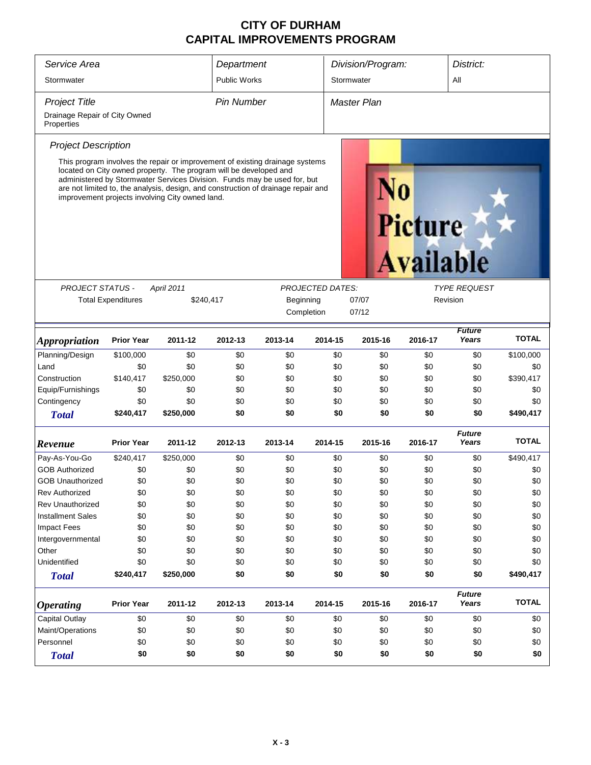# CITY OF DURHAM
# CAPITAL IMPROVEMENTS PROGRAM

| *Service Area* | *Department* | *Division/Program:* | *District:* |
|---|---|---|---|
| Stormwater | Public Works | Stormwater | All |

| *Project Title* | *Pin Number* | *Master Plan* |
|---|---|---|
| Drainage Repair of City Owned Properties | | |

*Project Description*

This program involves the repair or improvement of existing drainage systems located on City owned property. The program will be developed and administered by Stormwater Services Division. Funds may be used for, but are not limited to, the analysis, design, and construction of drainage repair and improvement projects involving City owned land.

| *PROJECT STATUS -* | *April 2011* | *PROJECTED DATES:* | | *TYPE REQUEST* |
|---|---|---|---|---|
| Total Expenditures | $240,417 | Beginning | 07/07 | Revision |
| | | Completion | 07/12 | |

| *Appropriation* | Prior Year | 2011-12 | 2012-13 | 2013-14 | 2014-15 | 2015-16 | 2016-17 | *Future Years* | TOTAL |
|---|---|---|---|---|---|---|---|---|---|
| Planning/Design | $100,000 | $0 | $0 | $0 | $0 | $0 | $0 | $0 | $100,000 |
| Land | $0 | $0 | $0 | $0 | $0 | $0 | $0 | $0 | $0 |
| Construction | $140,417 | $250,000 | $0 | $0 | $0 | $0 | $0 | $0 | $390,417 |
| Equip/Furnishings | $0 | $0 | $0 | $0 | $0 | $0 | $0 | $0 | $0 |
| Contingency | $0 | $0 | $0 | $0 | $0 | $0 | $0 | $0 | $0 |
| **Total** | **$240,417** | **$250,000** | **$0** | **$0** | **$0** | **$0** | **$0** | **$0** | **$490,417** |

| *Revenue* | Prior Year | 2011-12 | 2012-13 | 2013-14 | 2014-15 | 2015-16 | 2016-17 | *Future Years* | TOTAL |
|---|---|---|---|---|---|---|---|---|---|
| Pay-As-You-Go | $240,417 | $250,000 | $0 | $0 | $0 | $0 | $0 | $0 | $490,417 |
| GOB Authorized | $0 | $0 | $0 | $0 | $0 | $0 | $0 | $0 | $0 |
| GOB Unauthorized | $0 | $0 | $0 | $0 | $0 | $0 | $0 | $0 | $0 |
| Rev Authorized | $0 | $0 | $0 | $0 | $0 | $0 | $0 | $0 | $0 |
| Rev Unauthorized | $0 | $0 | $0 | $0 | $0 | $0 | $0 | $0 | $0 |
| Installment Sales | $0 | $0 | $0 | $0 | $0 | $0 | $0 | $0 | $0 |
| Impact Fees | $0 | $0 | $0 | $0 | $0 | $0 | $0 | $0 | $0 |
| Intergovernmental | $0 | $0 | $0 | $0 | $0 | $0 | $0 | $0 | $0 |
| Other | $0 | $0 | $0 | $0 | $0 | $0 | $0 | $0 | $0 |
| Unidentified | $0 | $0 | $0 | $0 | $0 | $0 | $0 | $0 | $0 |
| **Total** | **$240,417** | **$250,000** | **$0** | **$0** | **$0** | **$0** | **$0** | **$0** | **$490,417** |

| *Operating* | Prior Year | 2011-12 | 2012-13 | 2013-14 | 2014-15 | 2015-16 | 2016-17 | *Future Years* | TOTAL |
|---|---|---|---|---|---|---|---|---|---|
| Capital Outlay | $0 | $0 | $0 | $0 | $0 | $0 | $0 | $0 | $0 |
| Maint/Operations | $0 | $0 | $0 | $0 | $0 | $0 | $0 | $0 | $0 |
| Personnel | $0 | $0 | $0 | $0 | $0 | $0 | $0 | $0 | $0 |
| **Total** | **$0** | **$0** | **$0** | **$0** | **$0** | **$0** | **$0** | **$0** | **$0** |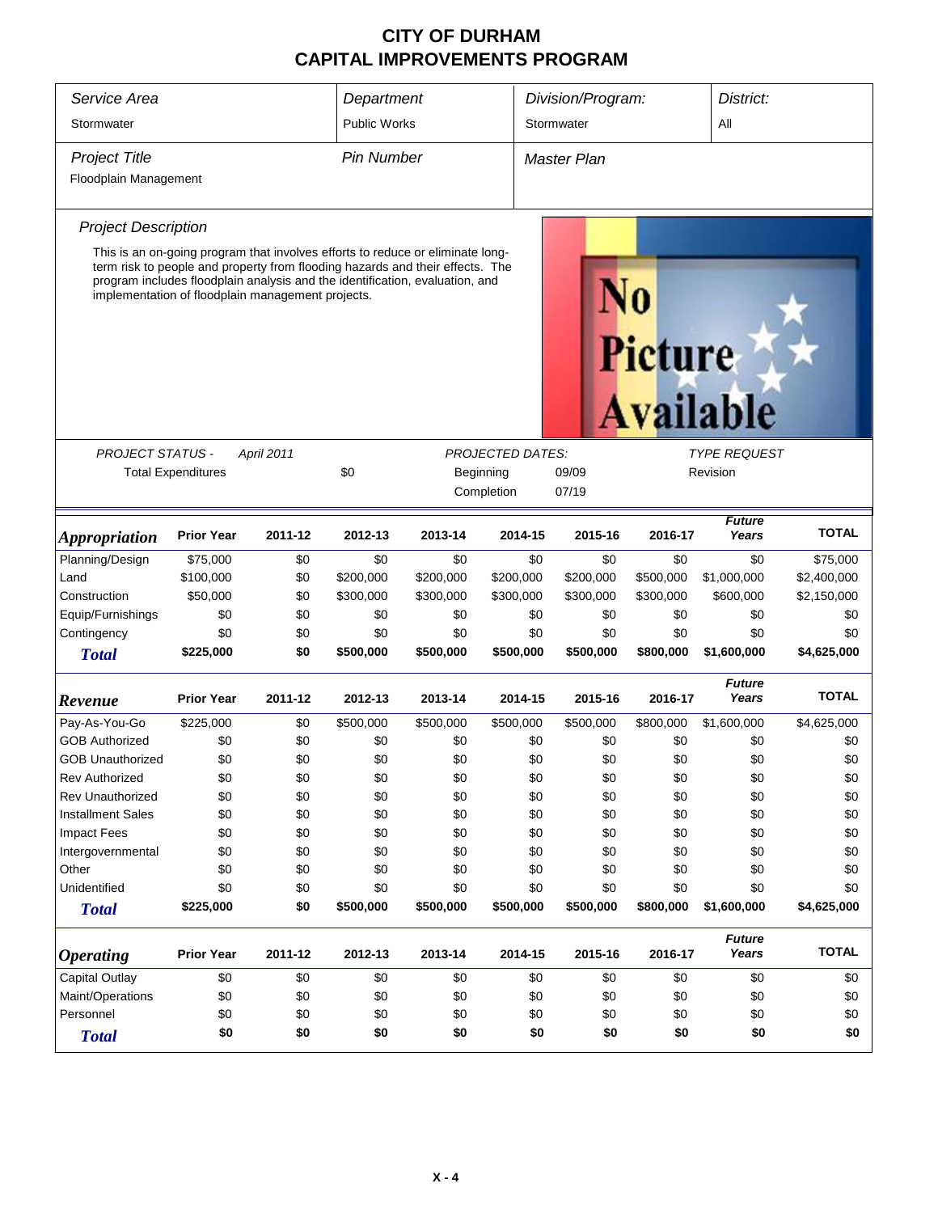# CITY OF DURHAM
# CAPITAL IMPROVEMENTS PROGRAM

| *Service Area* | *Department* | *Division/Program:* | *District:* |
|---|---|---|---|
| Stormwater | Public Works | Stormwater | All |

| *Project Title* | *Pin Number* | *Master Plan* |
|---|---|---|
| Floodplain Management | | |

*Project Description*

This is an on-going program that involves efforts to reduce or eliminate long-term risk to people and property from flooding hazards and their effects. The program includes floodplain analysis and the identification, evaluation, and implementation of floodplain management projects.

No Picture Available

| *PROJECT STATUS -* | *April 2011* | | *PROJECTED DATES:* | | *TYPE REQUEST* |
|---|---|---|---|---|---|
| Total Expenditures | | $0 | Beginning | 09/09 | Revision |
| | | | Completion | 07/19 | |

| *Appropriation* | Prior Year | 2011-12 | 2012-13 | 2013-14 | 2014-15 | 2015-16 | 2016-17 | *Future Years* | TOTAL |
|---|---|---|---|---|---|---|---|---|---|
| Planning/Design | $75,000 | $0 | $0 | $0 | $0 | $0 | $0 | $0 | $75,000 |
| Land | $100,000 | $0 | $200,000 | $200,000 | $200,000 | $200,000 | $500,000 | $1,000,000 | $2,400,000 |
| Construction | $50,000 | $0 | $300,000 | $300,000 | $300,000 | $300,000 | $300,000 | $600,000 | $2,150,000 |
| Equip/Furnishings | $0 | $0 | $0 | $0 | $0 | $0 | $0 | $0 | $0 |
| Contingency | $0 | $0 | $0 | $0 | $0 | $0 | $0 | $0 | $0 |
| ***Total*** | **$225,000** | **$0** | **$500,000** | **$500,000** | **$500,000** | **$500,000** | **$800,000** | **$1,600,000** | **$4,625,000** |

| *Revenue* | Prior Year | 2011-12 | 2012-13 | 2013-14 | 2014-15 | 2015-16 | 2016-17 | *Future Years* | TOTAL |
|---|---|---|---|---|---|---|---|---|---|
| Pay-As-You-Go | $225,000 | $0 | $500,000 | $500,000 | $500,000 | $500,000 | $800,000 | $1,600,000 | $4,625,000 |
| GOB Authorized | $0 | $0 | $0 | $0 | $0 | $0 | $0 | $0 | $0 |
| GOB Unauthorized | $0 | $0 | $0 | $0 | $0 | $0 | $0 | $0 | $0 |
| Rev Authorized | $0 | $0 | $0 | $0 | $0 | $0 | $0 | $0 | $0 |
| Rev Unauthorized | $0 | $0 | $0 | $0 | $0 | $0 | $0 | $0 | $0 |
| Installment Sales | $0 | $0 | $0 | $0 | $0 | $0 | $0 | $0 | $0 |
| Impact Fees | $0 | $0 | $0 | $0 | $0 | $0 | $0 | $0 | $0 |
| Intergovernmental | $0 | $0 | $0 | $0 | $0 | $0 | $0 | $0 | $0 |
| Other | $0 | $0 | $0 | $0 | $0 | $0 | $0 | $0 | $0 |
| Unidentified | $0 | $0 | $0 | $0 | $0 | $0 | $0 | $0 | $0 |
| ***Total*** | **$225,000** | **$0** | **$500,000** | **$500,000** | **$500,000** | **$500,000** | **$800,000** | **$1,600,000** | **$4,625,000** |

| *Operating* | Prior Year | 2011-12 | 2012-13 | 2013-14 | 2014-15 | 2015-16 | 2016-17 | *Future Years* | TOTAL |
|---|---|---|---|---|---|---|---|---|---|
| Capital Outlay | $0 | $0 | $0 | $0 | $0 | $0 | $0 | $0 | $0 |
| Maint/Operations | $0 | $0 | $0 | $0 | $0 | $0 | $0 | $0 | $0 |
| Personnel | $0 | $0 | $0 | $0 | $0 | $0 | $0 | $0 | $0 |
| ***Total*** | **$0** | **$0** | **$0** | **$0** | **$0** | **$0** | **$0** | **$0** | **$0** |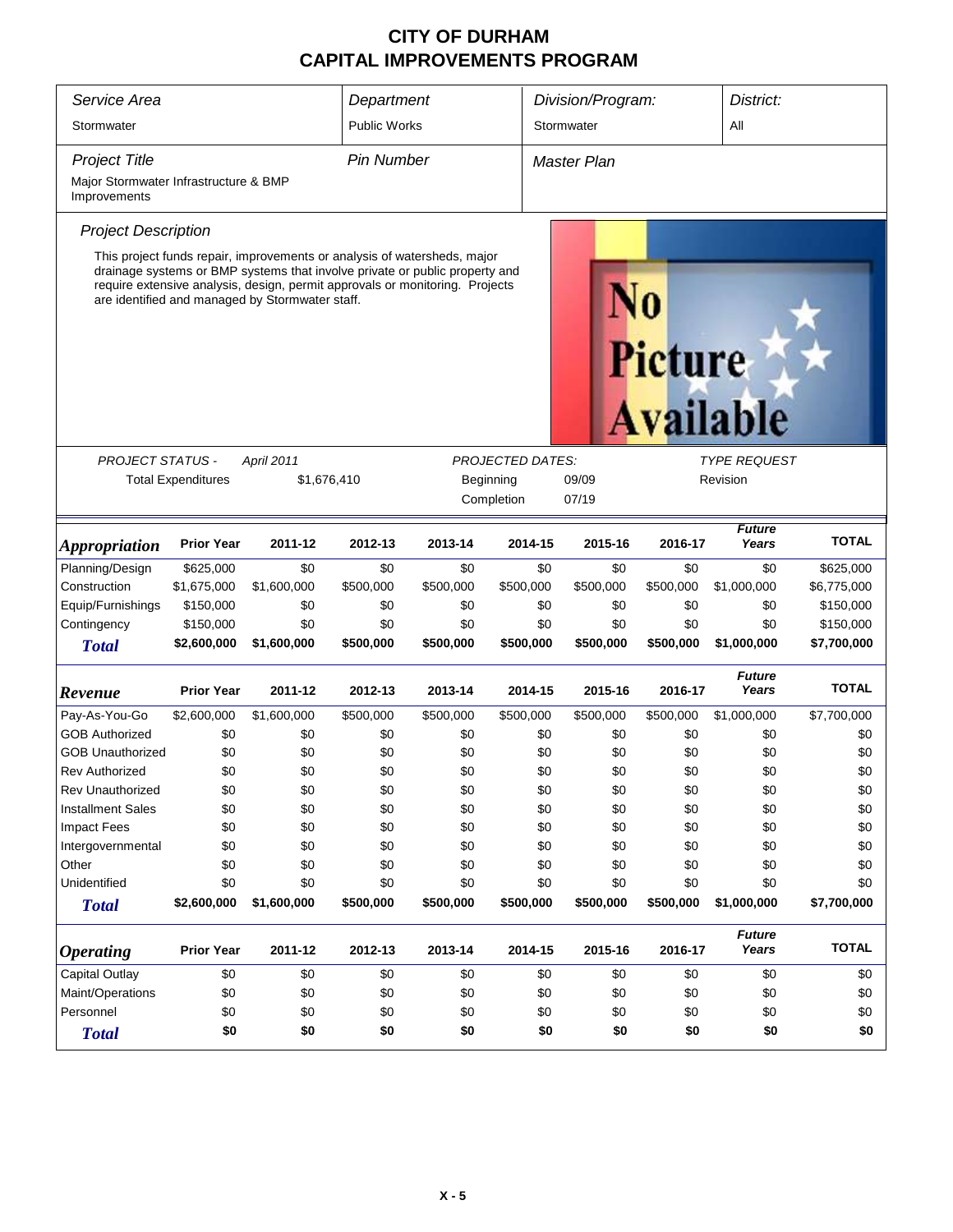# CITY OF DURHAM
# CAPITAL IMPROVEMENTS PROGRAM

| *Service Area* | *Department* | *Division/Program:* | *District:* |
|---|---|---|---|
| Stormwater | Public Works | Stormwater | All |

| *Project Title* | *Pin Number* | *Master Plan* |
|---|---|---|
| Major Stormwater Infrastructure & BMP Improvements | | |

*Project Description*

This project funds repair, improvements or analysis of watersheds, major drainage systems or BMP systems that involve private or public property and require extensive analysis, design, permit approvals or monitoring. Projects are identified and managed by Stormwater staff.

No Picture Available

| *PROJECT STATUS -* | *April 2011* | *PROJECTED DATES:* | | *TYPE REQUEST* |
|---|---|---|---|---|
| Total Expenditures | $1,676,410 | Beginning | 09/09 | Revision |
| | | Completion | 07/19 | |

| *Appropriation* | Prior Year | 2011-12 | 2012-13 | 2013-14 | 2014-15 | 2015-16 | 2016-17 | *Future Years* | TOTAL |
|---|---|---|---|---|---|---|---|---|---|
| Planning/Design | $625,000 | $0 | $0 | $0 | $0 | $0 | $0 | $0 | $625,000 |
| Construction | $1,675,000 | $1,600,000 | $500,000 | $500,000 | $500,000 | $500,000 | $500,000 | $1,000,000 | $6,775,000 |
| Equip/Furnishings | $150,000 | $0 | $0 | $0 | $0 | $0 | $0 | $0 | $150,000 |
| Contingency | $150,000 | $0 | $0 | $0 | $0 | $0 | $0 | $0 | $150,000 |
| **Total** | **$2,600,000** | **$1,600,000** | **$500,000** | **$500,000** | **$500,000** | **$500,000** | **$500,000** | **$1,000,000** | **$7,700,000** |

| *Revenue* | Prior Year | 2011-12 | 2012-13 | 2013-14 | 2014-15 | 2015-16 | 2016-17 | *Future Years* | TOTAL |
|---|---|---|---|---|---|---|---|---|---|
| Pay-As-You-Go | $2,600,000 | $1,600,000 | $500,000 | $500,000 | $500,000 | $500,000 | $500,000 | $1,000,000 | $7,700,000 |
| GOB Authorized | $0 | $0 | $0 | $0 | $0 | $0 | $0 | $0 | $0 |
| GOB Unauthorized | $0 | $0 | $0 | $0 | $0 | $0 | $0 | $0 | $0 |
| Rev Authorized | $0 | $0 | $0 | $0 | $0 | $0 | $0 | $0 | $0 |
| Rev Unauthorized | $0 | $0 | $0 | $0 | $0 | $0 | $0 | $0 | $0 |
| Installment Sales | $0 | $0 | $0 | $0 | $0 | $0 | $0 | $0 | $0 |
| Impact Fees | $0 | $0 | $0 | $0 | $0 | $0 | $0 | $0 | $0 |
| Intergovernmental | $0 | $0 | $0 | $0 | $0 | $0 | $0 | $0 | $0 |
| Other | $0 | $0 | $0 | $0 | $0 | $0 | $0 | $0 | $0 |
| Unidentified | $0 | $0 | $0 | $0 | $0 | $0 | $0 | $0 | $0 |
| **Total** | **$2,600,000** | **$1,600,000** | **$500,000** | **$500,000** | **$500,000** | **$500,000** | **$500,000** | **$1,000,000** | **$7,700,000** |

| *Operating* | Prior Year | 2011-12 | 2012-13 | 2013-14 | 2014-15 | 2015-16 | 2016-17 | *Future Years* | TOTAL |
|---|---|---|---|---|---|---|---|---|---|
| Capital Outlay | $0 | $0 | $0 | $0 | $0 | $0 | $0 | $0 | $0 |
| Maint/Operations | $0 | $0 | $0 | $0 | $0 | $0 | $0 | $0 | $0 |
| Personnel | $0 | $0 | $0 | $0 | $0 | $0 | $0 | $0 | $0 |
| **Total** | **$0** | **$0** | **$0** | **$0** | **$0** | **$0** | **$0** | **$0** | **$0** |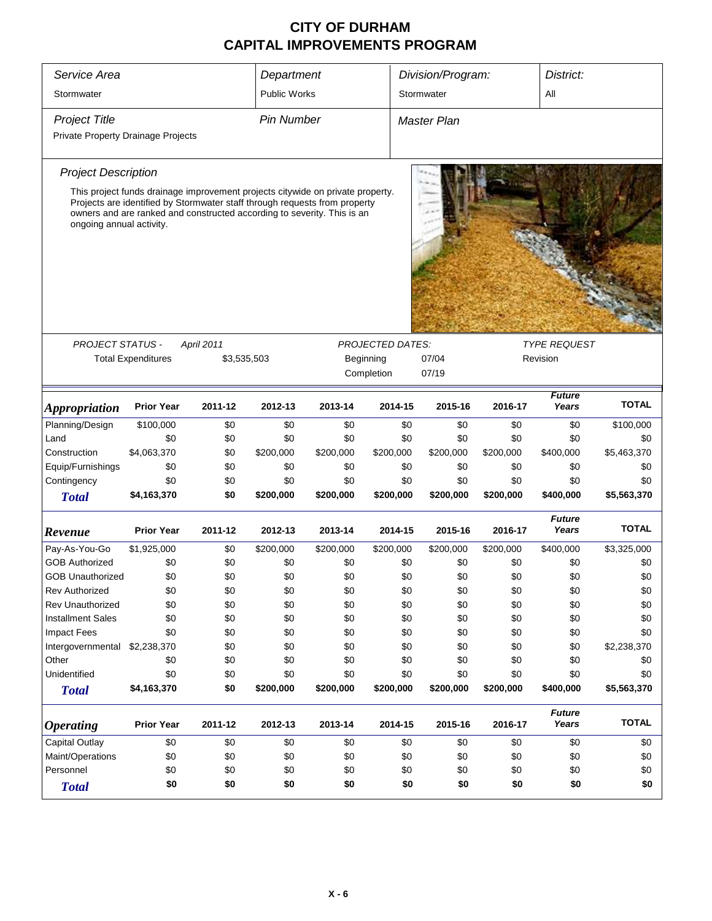# CITY OF DURHAM
## CAPITAL IMPROVEMENTS PROGRAM

| Service Area | Department | Division/Program: | District: |
|---|---|---|---|
| Stormwater | Public Works | Stormwater | All |

| Project Title | Pin Number | Master Plan |
|---|---|---|
| Private Property Drainage Projects | | |

### Project Description

This project funds drainage improvement projects citywide on private property. Projects are identified by Stormwater staff through requests from property owners and are ranked and constructed according to severity. This is an ongoing annual activity.

| PROJECT STATUS - | April 2011 | PROJECTED DATES: | | TYPE REQUEST |
|---|---|---|---|---|
| Total Expenditures | $3,535,503 | Beginning | 07/04 | Revision |
| | | Completion | 07/19 | |

| *Appropriation* | Prior Year | 2011-12 | 2012-13 | 2013-14 | 2014-15 | 2015-16 | 2016-17 | *Future Years* | TOTAL |
|---|---|---|---|---|---|---|---|---|---|
| Planning/Design | $100,000 | $0 | $0 | $0 | $0 | $0 | $0 | $0 | $100,000 |
| Land | $0 | $0 | $0 | $0 | $0 | $0 | $0 | $0 | $0 |
| Construction | $4,063,370 | $0 | $200,000 | $200,000 | $200,000 | $200,000 | $200,000 | $400,000 | $5,463,370 |
| Equip/Furnishings | $0 | $0 | $0 | $0 | $0 | $0 | $0 | $0 | $0 |
| Contingency | $0 | $0 | $0 | $0 | $0 | $0 | $0 | $0 | $0 |
| ***Total*** | **$4,163,370** | **$0** | **$200,000** | **$200,000** | **$200,000** | **$200,000** | **$200,000** | **$400,000** | **$5,563,370** |

| *Revenue* | Prior Year | 2011-12 | 2012-13 | 2013-14 | 2014-15 | 2015-16 | 2016-17 | *Future Years* | TOTAL |
|---|---|---|---|---|---|---|---|---|---|
| Pay-As-You-Go | $1,925,000 | $0 | $200,000 | $200,000 | $200,000 | $200,000 | $200,000 | $400,000 | $3,325,000 |
| GOB Authorized | $0 | $0 | $0 | $0 | $0 | $0 | $0 | $0 | $0 |
| GOB Unauthorized | $0 | $0 | $0 | $0 | $0 | $0 | $0 | $0 | $0 |
| Rev Authorized | $0 | $0 | $0 | $0 | $0 | $0 | $0 | $0 | $0 |
| Rev Unauthorized | $0 | $0 | $0 | $0 | $0 | $0 | $0 | $0 | $0 |
| Installment Sales | $0 | $0 | $0 | $0 | $0 | $0 | $0 | $0 | $0 |
| Impact Fees | $0 | $0 | $0 | $0 | $0 | $0 | $0 | $0 | $0 |
| Intergovernmental | $2,238,370 | $0 | $0 | $0 | $0 | $0 | $0 | $0 | $2,238,370 |
| Other | $0 | $0 | $0 | $0 | $0 | $0 | $0 | $0 | $0 |
| Unidentified | $0 | $0 | $0 | $0 | $0 | $0 | $0 | $0 | $0 |
| ***Total*** | **$4,163,370** | **$0** | **$200,000** | **$200,000** | **$200,000** | **$200,000** | **$200,000** | **$400,000** | **$5,563,370** |

| *Operating* | Prior Year | 2011-12 | 2012-13 | 2013-14 | 2014-15 | 2015-16 | 2016-17 | *Future Years* | TOTAL |
|---|---|---|---|---|---|---|---|---|---|
| Capital Outlay | $0 | $0 | $0 | $0 | $0 | $0 | $0 | $0 | $0 |
| Maint/Operations | $0 | $0 | $0 | $0 | $0 | $0 | $0 | $0 | $0 |
| Personnel | $0 | $0 | $0 | $0 | $0 | $0 | $0 | $0 | $0 |
| ***Total*** | **$0** | **$0** | **$0** | **$0** | **$0** | **$0** | **$0** | **$0** | **$0** |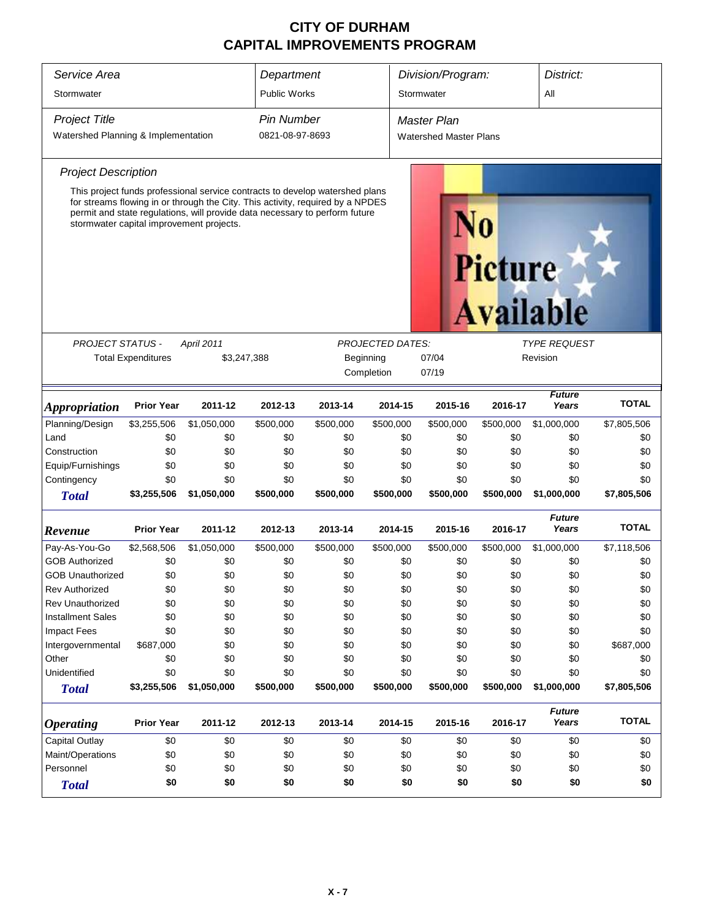# CITY OF DURHAM
## CAPITAL IMPROVEMENTS PROGRAM

| Service Area | Department | Division/Program: | District: |
|---|---|---|---|
| Stormwater | Public Works | Stormwater | All |

| Project Title | Pin Number | Master Plan |
|---|---|---|
| Watershed Planning & Implementation | 0821-08-97-8693 | Watershed Master Plans |

### Project Description

This project funds professional service contracts to develop watershed plans for streams flowing in or through the City. This activity, required by a NPDES permit and state regulations, will provide data necessary to perform future stormwater capital improvement projects.

No Picture Available

| PROJECT STATUS - | April 2011 | PROJECTED DATES: | | TYPE REQUEST |
|---|---|---|---|---|
| Total Expenditures | $3,247,388 | Beginning | 07/04 | Revision |
| | | Completion | 07/19 | |

| Appropriation | Prior Year | 2011-12 | 2012-13 | 2013-14 | 2014-15 | 2015-16 | 2016-17 | Future Years | TOTAL |
|---|---|---|---|---|---|---|---|---|---|
| Planning/Design | $3,255,506 | $1,050,000 | $500,000 | $500,000 | $500,000 | $500,000 | $500,000 | $1,000,000 | $7,805,506 |
| Land | $0 | $0 | $0 | $0 | $0 | $0 | $0 | $0 | $0 |
| Construction | $0 | $0 | $0 | $0 | $0 | $0 | $0 | $0 | $0 |
| Equip/Furnishings | $0 | $0 | $0 | $0 | $0 | $0 | $0 | $0 | $0 |
| Contingency | $0 | $0 | $0 | $0 | $0 | $0 | $0 | $0 | $0 |
| **Total** | **$3,255,506** | **$1,050,000** | **$500,000** | **$500,000** | **$500,000** | **$500,000** | **$500,000** | **$1,000,000** | **$7,805,506** |

| Revenue | Prior Year | 2011-12 | 2012-13 | 2013-14 | 2014-15 | 2015-16 | 2016-17 | Future Years | TOTAL |
|---|---|---|---|---|---|---|---|---|---|
| Pay-As-You-Go | $2,568,506 | $1,050,000 | $500,000 | $500,000 | $500,000 | $500,000 | $500,000 | $1,000,000 | $7,118,506 |
| GOB Authorized | $0 | $0 | $0 | $0 | $0 | $0 | $0 | $0 | $0 |
| GOB Unauthorized | $0 | $0 | $0 | $0 | $0 | $0 | $0 | $0 | $0 |
| Rev Authorized | $0 | $0 | $0 | $0 | $0 | $0 | $0 | $0 | $0 |
| Rev Unauthorized | $0 | $0 | $0 | $0 | $0 | $0 | $0 | $0 | $0 |
| Installment Sales | $0 | $0 | $0 | $0 | $0 | $0 | $0 | $0 | $0 |
| Impact Fees | $0 | $0 | $0 | $0 | $0 | $0 | $0 | $0 | $0 |
| Intergovernmental | $687,000 | $0 | $0 | $0 | $0 | $0 | $0 | $0 | $687,000 |
| Other | $0 | $0 | $0 | $0 | $0 | $0 | $0 | $0 | $0 |
| Unidentified | $0 | $0 | $0 | $0 | $0 | $0 | $0 | $0 | $0 |
| **Total** | **$3,255,506** | **$1,050,000** | **$500,000** | **$500,000** | **$500,000** | **$500,000** | **$500,000** | **$1,000,000** | **$7,805,506** |

| Operating | Prior Year | 2011-12 | 2012-13 | 2013-14 | 2014-15 | 2015-16 | 2016-17 | Future Years | TOTAL |
|---|---|---|---|---|---|---|---|---|---|
| Capital Outlay | $0 | $0 | $0 | $0 | $0 | $0 | $0 | $0 | $0 |
| Maint/Operations | $0 | $0 | $0 | $0 | $0 | $0 | $0 | $0 | $0 |
| Personnel | $0 | $0 | $0 | $0 | $0 | $0 | $0 | $0 | $0 |
| **Total** | **$0** | **$0** | **$0** | **$0** | **$0** | **$0** | **$0** | **$0** | **$0** |